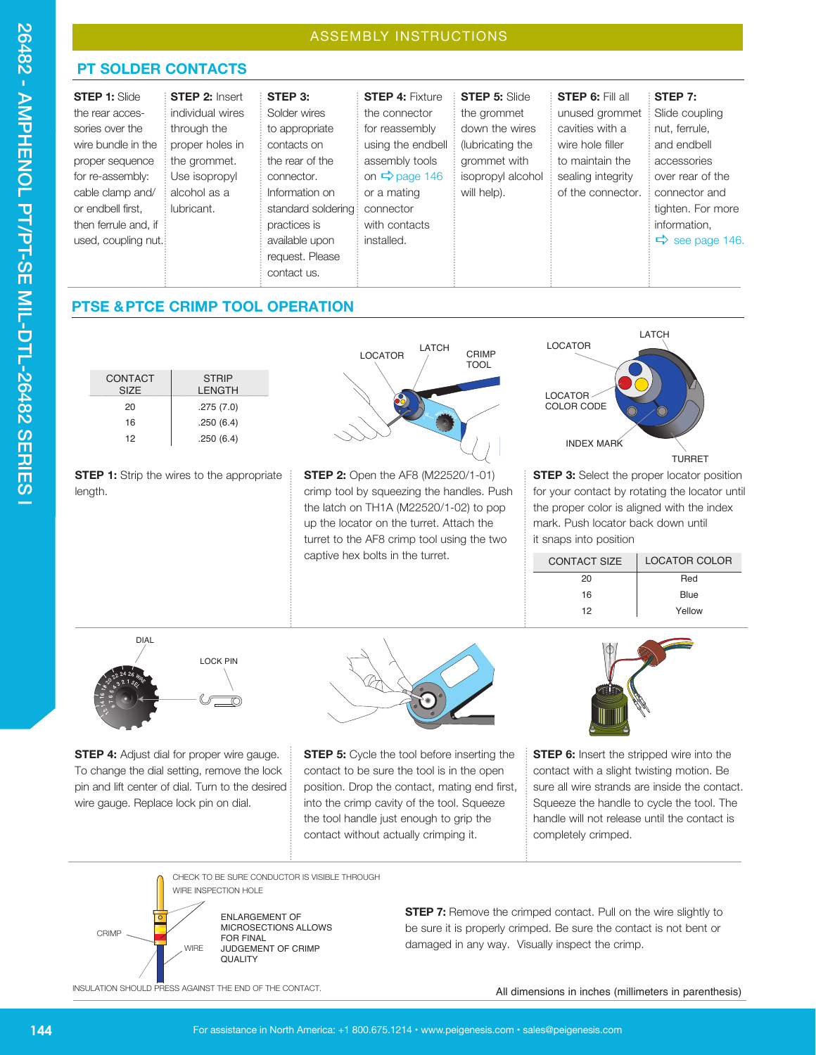# ASSEMBLY INSTRUCTIONS

## PT SOLDER CONTACTS

**STEP 1:** Slide the rear accessories over the wire bundle in the proper sequence for re-assembly: cable clamp and/or endbell first, then ferrule and, if used, coupling nut.

**STEP 2:** Insert individual wires through the proper holes in the grommet. Use isopropyl alcohol as a lubricant.

**STEP 3:** Solder wires to appropriate contacts on the rear of the connector. Information on standard soldering practices is available upon request. Please contact us.

**STEP 4:** Fixture the connector for reassembly using the endbell assembly tools on ➪ page 146 or a mating connector with contacts installed.

**STEP 5:** Slide the grommet down the wires (lubricating the grommet with isopropyl alcohol will help).

**STEP 6:** Fill all unused grommet cavities with a wire hole filler to maintain the sealing integrity of the connector.

**STEP 7:** Slide coupling nut, ferrule, and endbell accessories over rear of the connector and tighten. For more information, ➪ see page 146.

## PTSE & PTCE CRIMP TOOL OPERATION

| CONTACT SIZE | STRIP LENGTH |
|---|---|
| 20 | .275 (7.0) |
| 16 | .250 (6.4) |
| 12 | .250 (6.4) |

**STEP 1:** Strip the wires to the appropriate length.

LOCATOR, LATCH, CRIMP TOOL

**STEP 2:** Open the AF8 (M22520/1-01) crimp tool by squeezing the handles. Push the latch on TH1A (M22520/1-02) to pop up the locator on the turret. Attach the turret to the AF8 crimp tool using the two captive hex bolts in the turret.

LOCATOR, LATCH, LOCATOR COLOR CODE, INDEX MARK, TURRET

**STEP 3:** Select the proper locator position for your contact by rotating the locator until the proper color is aligned with the index mark. Push locator back down until it snaps into position

| CONTACT SIZE | LOCATOR COLOR |
|---|---|
| 20 | Red |
| 16 | Blue |
| 12 | Yellow |

DIAL, LOCK PIN

**STEP 4:** Adjust dial for proper wire gauge. To change the dial setting, remove the lock pin and lift center of dial. Turn to the desired wire gauge. Replace lock pin on dial.

**STEP 5:** Cycle the tool before inserting the contact to be sure the tool is in the open position. Drop the contact, mating end first, into the crimp cavity of the tool. Squeeze the tool handle just enough to grip the contact without actually crimping it.

**STEP 6:** Insert the stripped wire into the contact with a slight twisting motion. Be sure all wire strands are inside the contact. Squeeze the handle to cycle the tool. The handle will not release until the contact is completely crimped.

CHECK TO BE SURE CONDUCTOR IS VISIBLE THROUGH WIRE INSPECTION HOLE

CRIMP

WIRE

ENLARGEMENT OF MICROSECTIONS ALLOWS FOR FINAL JUDGEMENT OF CRIMP QUALITY

INSULATION SHOULD PRESS AGAINST THE END OF THE CONTACT.

**STEP 7:** Remove the crimped contact. Pull on the wire slightly to be sure it is properly crimped. Be sure the contact is not bent or damaged in any way. Visually inspect the crimp.

All dimensions in inches (millimeters in parenthesis)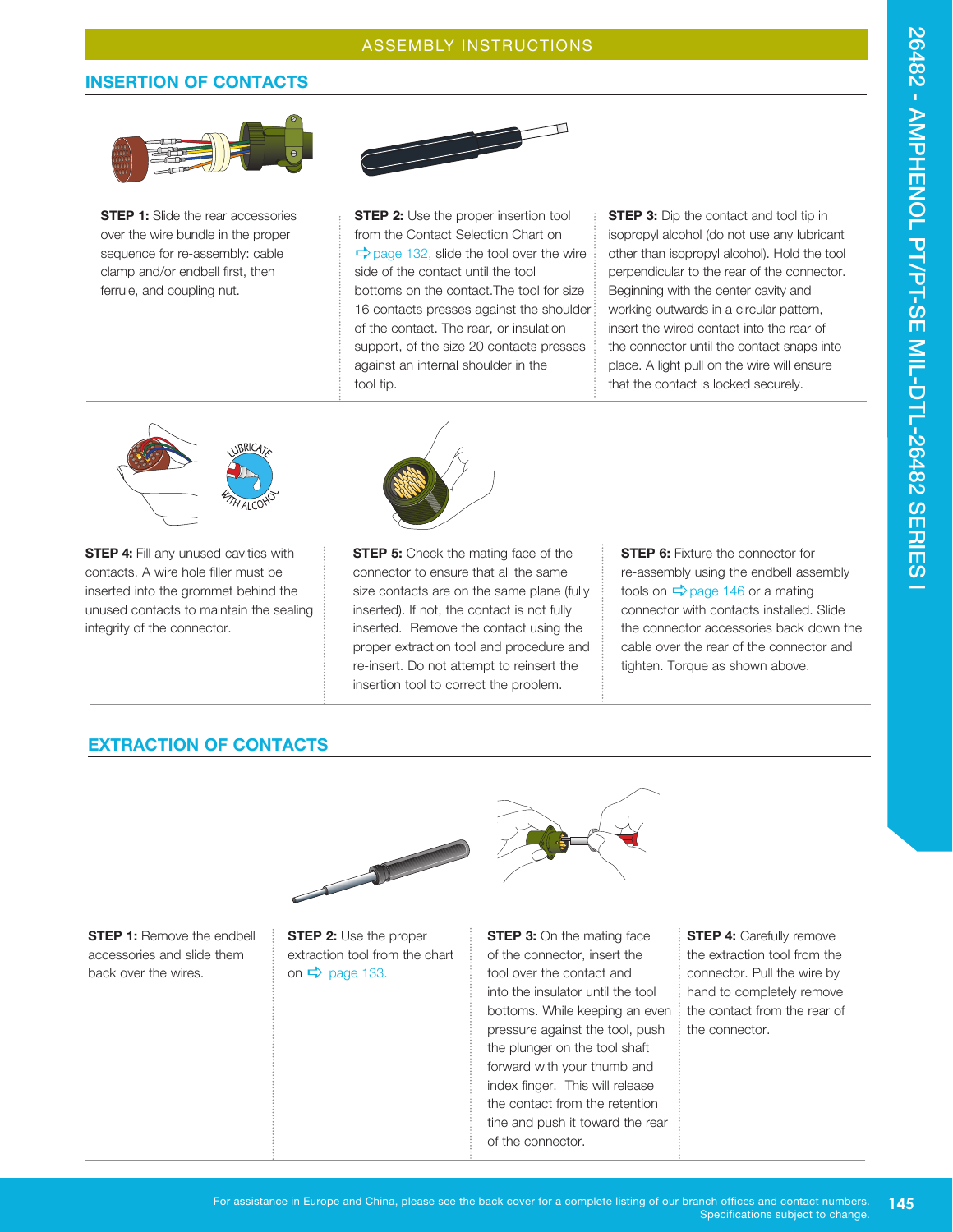## ASSEMBLY INSTRUCTIONS

### INSERTION OF CONTACTS

**STEP 1:** Slide the rear accessories over the wire bundle in the proper sequence for re-assembly: cable clamp and/or endbell first, then ferrule, and coupling nut.

**STEP 2:** Use the proper insertion tool from the Contact Selection Chart on ⇨ page 132, slide the tool over the wire side of the contact until the tool bottoms on the contact.The tool for size 16 contacts presses against the shoulder of the contact. The rear, or insulation support, of the size 20 contacts presses against an internal shoulder in the tool tip.

**STEP 3:** Dip the contact and tool tip in isopropyl alcohol (do not use any lubricant other than isopropyl alcohol). Hold the tool perpendicular to the rear of the connector. Beginning with the center cavity and working outwards in a circular pattern, insert the wired contact into the rear of the connector until the contact snaps into place. A light pull on the wire will ensure that the contact is locked securely.

LUBRICATE WITH ALCOHOL

**STEP 4:** Fill any unused cavities with contacts. A wire hole filler must be inserted into the grommet behind the unused contacts to maintain the sealing integrity of the connector.

**STEP 5:** Check the mating face of the connector to ensure that all the same size contacts are on the same plane (fully inserted). If not, the contact is not fully inserted. Remove the contact using the proper extraction tool and procedure and re-insert. Do not attempt to reinsert the insertion tool to correct the problem.

**STEP 6:** Fixture the connector for re-assembly using the endbell assembly tools on ⇨ page 146 or a mating connector with contacts installed. Slide the connector accessories back down the cable over the rear of the connector and tighten. Torque as shown above.

### EXTRACTION OF CONTACTS

**STEP 1:** Remove the endbell accessories and slide them back over the wires.

**STEP 2:** Use the proper extraction tool from the chart on ⇨ page 133.

**STEP 3:** On the mating face of the connector, insert the tool over the contact and into the insulator until the tool bottoms. While keeping an even pressure against the tool, push the plunger on the tool shaft forward with your thumb and index finger. This will release the contact from the retention tine and push it toward the rear of the connector.

**STEP 4:** Carefully remove the extraction tool from the connector. Pull the wire by hand to completely remove the contact from the rear of the connector.

For assistance in Europe and China, please see the back cover for a complete listing of our branch offices and contact numbers.
Specifications subject to change.